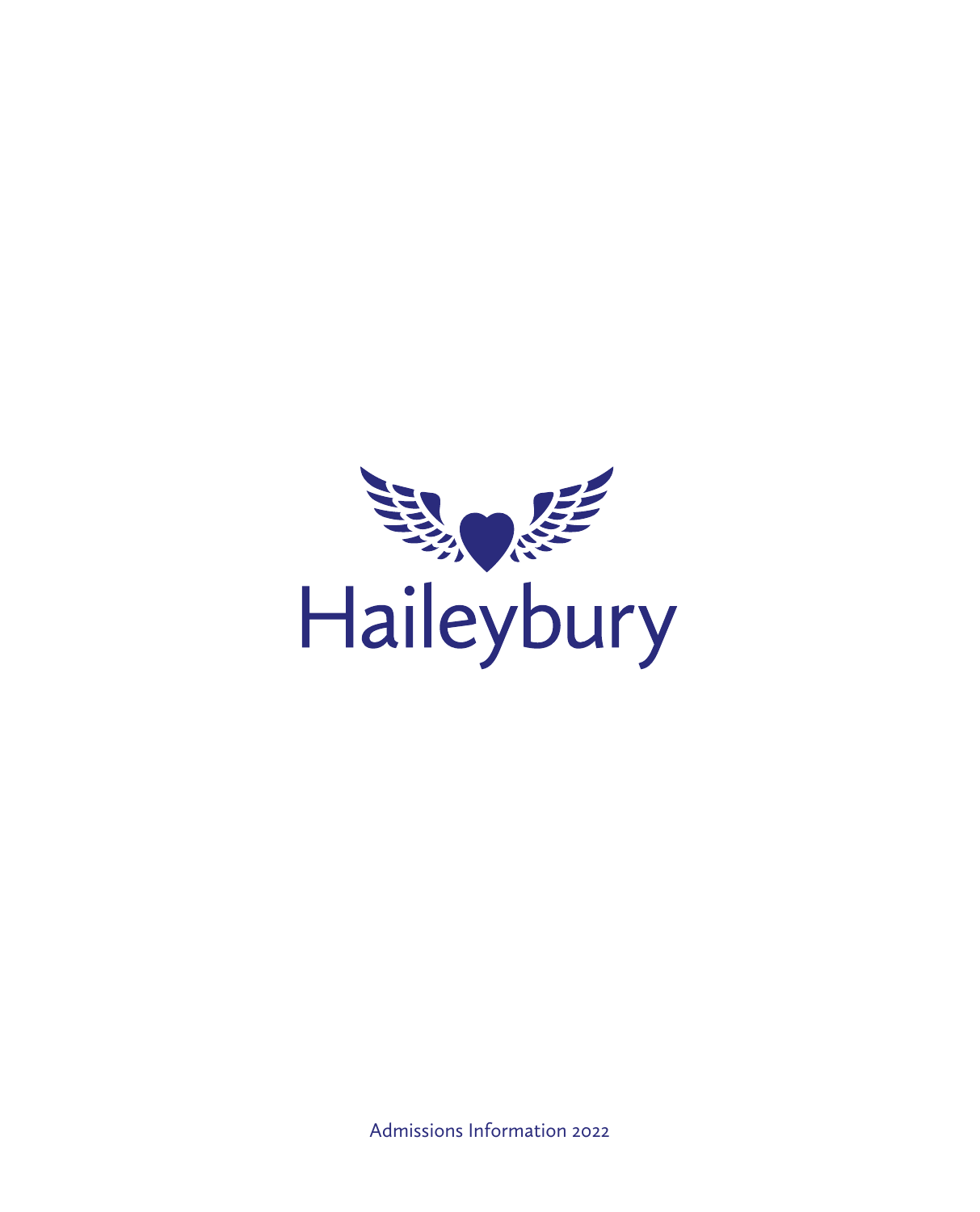# Haileybury

Admissions Information 2022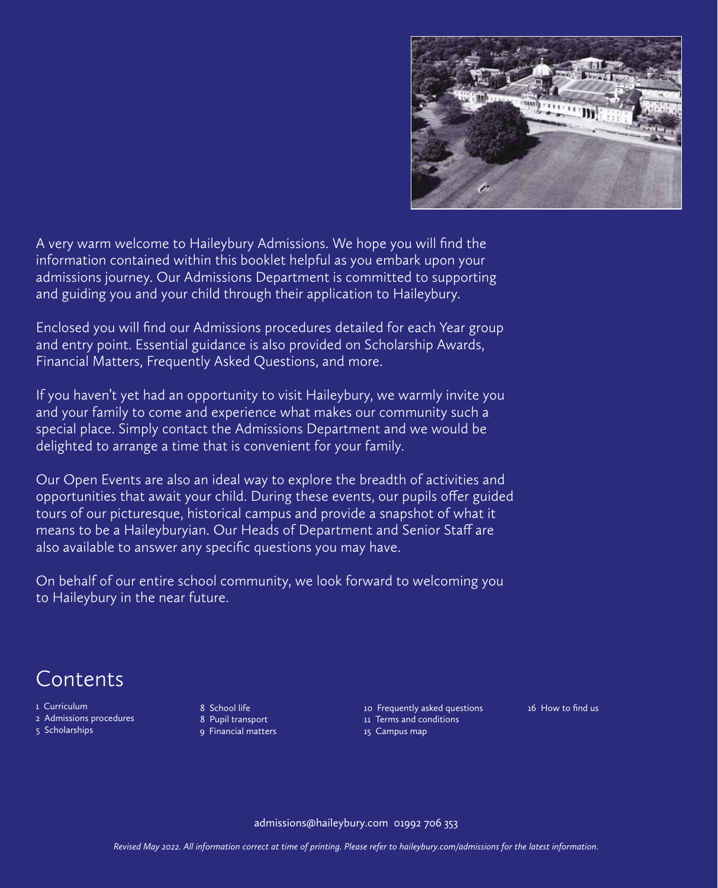A very warm welcome to Haileybury Admissions. We hope you will find the information contained within this booklet helpful as you embark upon your admissions journey. Our Admissions Department is committed to supporting and guiding you and your child through their application to Haileybury.

Enclosed you will find our Admissions procedures detailed for each Year group and entry point. Essential guidance is also provided on Scholarship Awards, Financial Matters, Frequently Asked Questions, and more.

If you haven't yet had an opportunity to visit Haileybury, we warmly invite you and your family to come and experience what makes our community such a special place. Simply contact the Admissions Department and we would be delighted to arrange a time that is convenient for your family.

Our Open Events are also an ideal way to explore the breadth of activities and opportunities that await your child. During these events, our pupils offer guided tours of our picturesque, historical campus and provide a snapshot of what it means to be a Haileyburyian. Our Heads of Department and Senior Staff are also available to answer any specific questions you may have.

On behalf of our entire school community, we look forward to welcoming you to Haileybury in the near future.

# Contents

- 1 Curriculum
- 2 Admissions procedures
- 5 Scholarships
- 8 School life
- 8 Pupil transport
- 9 Financial matters
- 10 Frequently asked questions
- 11 Terms and conditions
- 15 Campus map
- 16 How to find us

admissions@haileybury.com 01992 706 353

*Revised May 2022. All information correct at time of printing. Please refer to haileybury.com/admissions for the latest information.*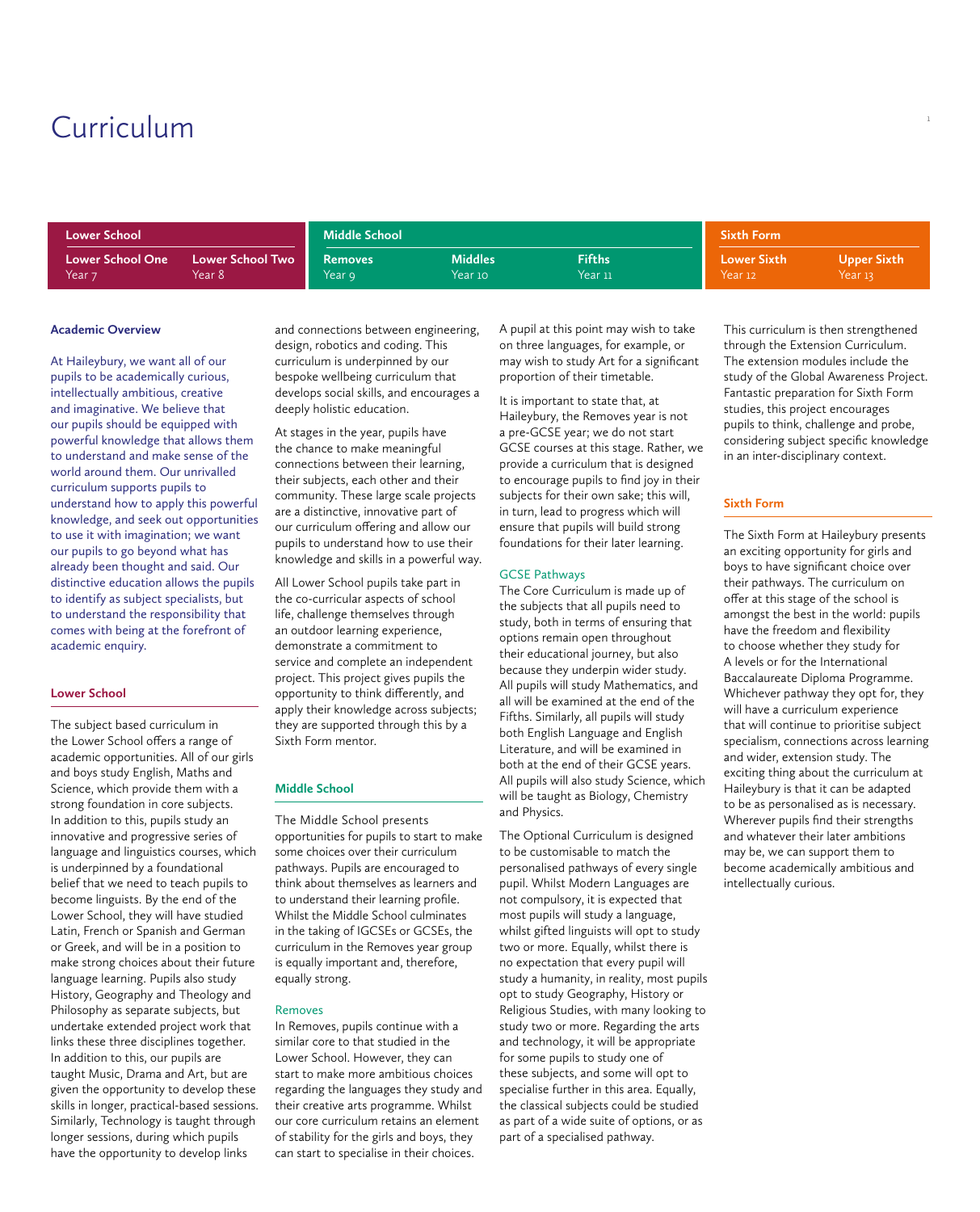# Curriculum

| Lower School | | Middle School | | | Sixth Form | |
|---|---|---|---|---|---|---|
| **Lower School One** Year 7 | **Lower School Two** Year 8 | **Removes** Year 9 | **Middles** Year 10 | **Fifths** Year 11 | **Lower Sixth** Year 12 | **Upper Sixth** Year 13 |

## Academic Overview

At Haileybury, we want all of our pupils to be academically curious, intellectually ambitious, creative and imaginative. We believe that our pupils should be equipped with powerful knowledge that allows them to understand and make sense of the world around them. Our unrivalled curriculum supports pupils to understand how to apply this powerful knowledge, and seek out opportunities to use it with imagination; we want our pupils to go beyond what has already been thought and said. Our distinctive education allows the pupils to identify as subject specialists, but to understand the responsibility that comes with being at the forefront of academic enquiry.

## Lower School

The subject based curriculum in the Lower School offers a range of academic opportunities. All of our girls and boys study English, Maths and Science, which provide them with a strong foundation in core subjects. In addition to this, pupils study an innovative and progressive series of language and linguistics courses, which is underpinned by a foundational belief that we need to teach pupils to become linguists. By the end of the Lower School, they will have studied Latin, French or Spanish and German or Greek, and will be in a position to make strong choices about their future language learning. Pupils also study History, Geography and Theology and Philosophy as separate subjects, but undertake extended project work that links these three disciplines together. In addition to this, our pupils are taught Music, Drama and Art, but are given the opportunity to develop these skills in longer, practical-based sessions. Similarly, Technology is taught through longer sessions, during which pupils have the opportunity to develop links and connections between engineering, design, robotics and coding. This curriculum is underpinned by our bespoke wellbeing curriculum that develops social skills, and encourages a deeply holistic education.

At stages in the year, pupils have the chance to make meaningful connections between their learning, their subjects, each other and their community. These large scale projects are a distinctive, innovative part of our curriculum offering and allow our pupils to understand how to use their knowledge and skills in a powerful way.

All Lower School pupils take part in the co-curricular aspects of school life, challenge themselves through an outdoor learning experience, demonstrate a commitment to service and complete an independent project. This project gives pupils the opportunity to think differently, and apply their knowledge across subjects; they are supported through this by a Sixth Form mentor.

## Middle School

The Middle School presents opportunities for pupils to start to make some choices over their curriculum pathways. Pupils are encouraged to think about themselves as learners and to understand their learning profile. Whilst the Middle School culminates in the taking of IGCSEs or GCSEs, the curriculum in the Removes year group is equally important and, therefore, equally strong.

### Removes

In Removes, pupils continue with a similar core to that studied in the Lower School. However, they can start to make more ambitious choices regarding the languages they study and their creative arts programme. Whilst our core curriculum retains an element of stability for the girls and boys, they can start to specialise in their choices. A pupil at this point may wish to take on three languages, for example, or may wish to study Art for a significant proportion of their timetable.

It is important to state that, at Haileybury, the Removes year is not a pre-GCSE year; we do not start GCSE courses at this stage. Rather, we provide a curriculum that is designed to encourage pupils to find joy in their subjects for their own sake; this will, in turn, lead to progress which will ensure that pupils will build strong foundations for their later learning.

### GCSE Pathways

The Core Curriculum is made up of the subjects that all pupils need to study, both in terms of ensuring that options remain open throughout their educational journey, but also because they underpin wider study. All pupils will study Mathematics, and all will be examined at the end of the Fifths. Similarly, all pupils will study both English Language and English Literature, and will be examined in both at the end of their GCSE years. All pupils will also study Science, which will be taught as Biology, Chemistry and Physics.

The Optional Curriculum is designed to be customisable to match the personalised pathways of every single pupil. Whilst Modern Languages are not compulsory, it is expected that most pupils will study a language, whilst gifted linguists will opt to study two or more. Equally, whilst there is no expectation that every pupil will study a humanity, in reality, most pupils opt to study Geography, History or Religious Studies, with many looking to study two or more. Regarding the arts and technology, it will be appropriate for some pupils to study one of these subjects, and some will opt to specialise further in this area. Equally, the classical subjects could be studied as part of a wide suite of options, or as part of a specialised pathway.

This curriculum is then strengthened through the Extension Curriculum. The extension modules include the study of the Global Awareness Project. Fantastic preparation for Sixth Form studies, this project encourages pupils to think, challenge and probe, considering subject specific knowledge in an inter-disciplinary context.

## Sixth Form

The Sixth Form at Haileybury presents an exciting opportunity for girls and boys to have significant choice over their pathways. The curriculum on offer at this stage of the school is amongst the best in the world: pupils have the freedom and flexibility to choose whether they study for A levels or for the International Baccalaureate Diploma Programme. Whichever pathway they opt for, they will have a curriculum experience that will continue to prioritise subject specialism, connections across learning and wider, extension study. The exciting thing about the curriculum at Haileybury is that it can be adapted to be as personalised as is necessary. Wherever pupils find their strengths and whatever their later ambitions may be, we can support them to become academically ambitious and intellectually curious.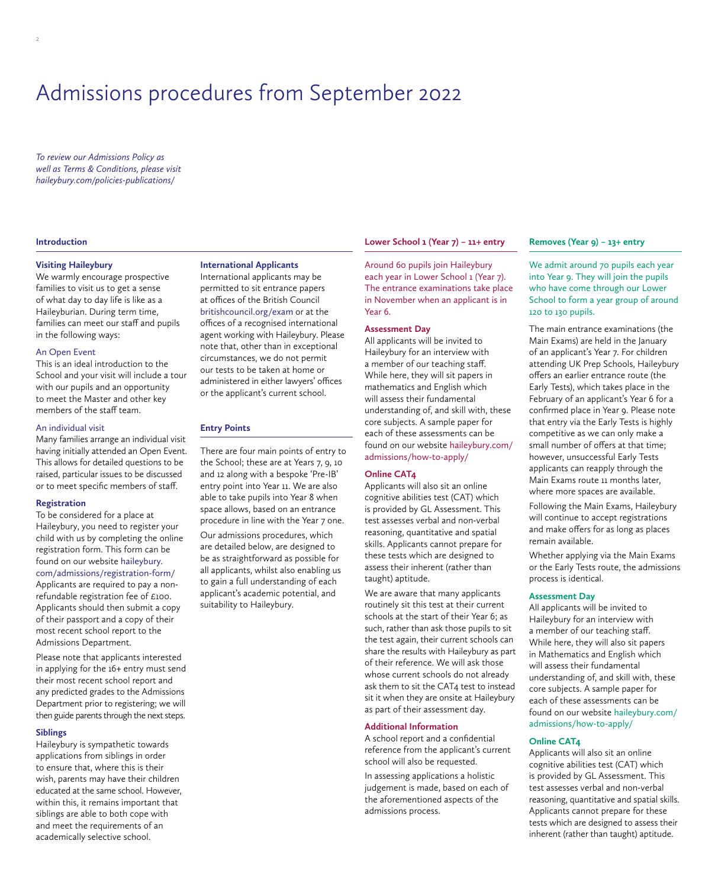# Admissions procedures from September 2022

*To review our Admissions Policy as well as Terms & Conditions, please visit haileybury.com/policies-publications/*

## Introduction

### Visiting Haileybury

We warmly encourage prospective families to visit us to get a sense of what day to day life is like as a Haileyburian. During term time, families can meet our staff and pupils in the following ways:

#### An Open Event

This is an ideal introduction to the School and your visit will include a tour with our pupils and an opportunity to meet the Master and other key members of the staff team.

#### An individual visit

Many families arrange an individual visit having initially attended an Open Event. This allows for detailed questions to be raised, particular issues to be discussed or to meet specific members of staff.

### Registration

To be considered for a place at Haileybury, you need to register your child with us by completing the online registration form. This form can be found on our website haileybury.com/admissions/registration-form/ Applicants are required to pay a non-refundable registration fee of £100. Applicants should then submit a copy of their passport and a copy of their most recent school report to the Admissions Department.

Please note that applicants interested in applying for the 16+ entry must send their most recent school report and any predicted grades to the Admissions Department prior to registering; we will then guide parents through the next steps.

### Siblings

Haileybury is sympathetic towards applications from siblings in order to ensure that, where this is their wish, parents may have their children educated at the same school. However, within this, it remains important that siblings are able to both cope with and meet the requirements of an academically selective school.

### International Applicants

International applicants may be permitted to sit entrance papers at offices of the British Council britishcouncil.org/exam or at the offices of a recognised international agent working with Haileybury. Please note that, other than in exceptional circumstances, we do not permit our tests to be taken at home or administered in either lawyers' offices or the applicant's current school.

## Entry Points

There are four main points of entry to the School; these are at Years 7, 9, 10 and 12 along with a bespoke 'Pre-IB' entry point into Year 11. We are also able to take pupils into Year 8 when space allows, based on an entrance procedure in line with the Year 7 one.

Our admissions procedures, which are detailed below, are designed to be as straightforward as possible for all applicants, whilst also enabling us to gain a full understanding of each applicant's academic potential, and suitability to Haileybury.

## Lower School 1 (Year 7) – 11+ entry

Around 60 pupils join Haileybury each year in Lower School 1 (Year 7). The entrance examinations take place in November when an applicant is in Year 6.

### Assessment Day

All applicants will be invited to Haileybury for an interview with a member of our teaching staff. While here, they will sit papers in mathematics and English which will assess their fundamental understanding of, and skill with, these core subjects. A sample paper for each of these assessments can be found on our website haileybury.com/admissions/how-to-apply/

### Online CAT4

Applicants will also sit an online cognitive abilities test (CAT) which is provided by GL Assessment. This test assesses verbal and non-verbal reasoning, quantitative and spatial skills. Applicants cannot prepare for these tests which are designed to assess their inherent (rather than taught) aptitude.

We are aware that many applicants routinely sit this test at their current schools at the start of their Year 6; as such, rather than ask those pupils to sit the test again, their current schools can share the results with Haileybury as part of their reference. We will ask those whose current schools do not already ask them to sit the CAT4 test to instead sit it when they are onsite at Haileybury as part of their assessment day.

### Additional Information

A school report and a confidential reference from the applicant's current school will also be requested.

In assessing applications a holistic judgement is made, based on each of the aforementioned aspects of the admissions process.

## Removes (Year 9) – 13+ entry

We admit around 70 pupils each year into Year 9. They will join the pupils who have come through our Lower School to form a year group of around 120 to 130 pupils.

The main entrance examinations (the Main Exams) are held in the January of an applicant's Year 7. For children attending UK Prep Schools, Haileybury offers an earlier entrance route (the Early Tests), which takes place in the February of an applicant's Year 6 for a confirmed place in Year 9. Please note that entry via the Early Tests is highly competitive as we can only make a small number of offers at that time; however, unsuccessful Early Tests applicants can reapply through the Main Exams route 11 months later, where more spaces are available.

Following the Main Exams, Haileybury will continue to accept registrations and make offers for as long as places remain available.

Whether applying via the Main Exams or the Early Tests route, the admissions process is identical.

### Assessment Day

All applicants will be invited to Haileybury for an interview with a member of our teaching staff. While here, they will also sit papers in Mathematics and English which will assess their fundamental understanding of, and skill with, these core subjects. A sample paper for each of these assessments can be found on our website haileybury.com/admissions/how-to-apply/

### Online CAT4

Applicants will also sit an online cognitive abilities test (CAT) which is provided by GL Assessment. This test assesses verbal and non-verbal reasoning, quantitative and spatial skills. Applicants cannot prepare for these tests which are designed to assess their inherent (rather than taught) aptitude.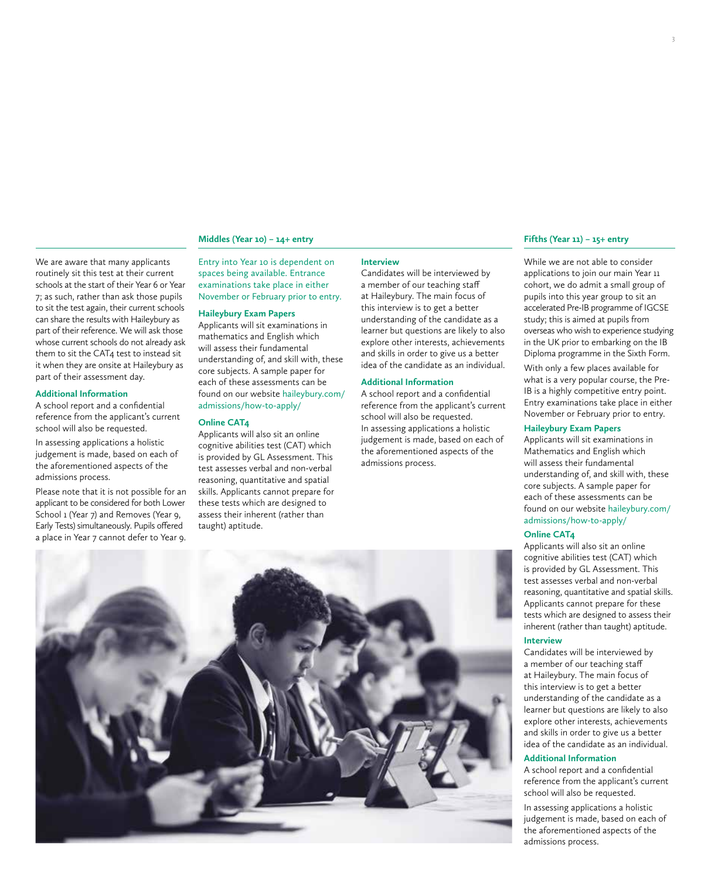We are aware that many applicants routinely sit this test at their current schools at the start of their Year 6 or Year 7; as such, rather than ask those pupils to sit the test again, their current schools can share the results with Haileybury as part of their reference. We will ask those whose current schools do not already ask them to sit the CAT4 test to instead sit it when they are onsite at Haileybury as part of their assessment day.

### Additional Information

A school report and a confidential reference from the applicant's current school will also be requested.

In assessing applications a holistic judgement is made, based on each of the aforementioned aspects of the admissions process.

Please note that it is not possible for an applicant to be considered for both Lower School 1 (Year 7) and Removes (Year 9, Early Tests) simultaneously. Pupils offered a place in Year 7 cannot defer to Year 9.

## Middles (Year 10) – 14+ entry

Entry into Year 10 is dependent on spaces being available. Entrance examinations take place in either November or February prior to entry.

### Haileybury Exam Papers

Applicants will sit examinations in mathematics and English which will assess their fundamental understanding of, and skill with, these core subjects. A sample paper for each of these assessments can be found on our website haileybury.com/admissions/how-to-apply/

### Online CAT4

Applicants will also sit an online cognitive abilities test (CAT) which is provided by GL Assessment. This test assesses verbal and non-verbal reasoning, quantitative and spatial skills. Applicants cannot prepare for these tests which are designed to assess their inherent (rather than taught) aptitude.

### Interview

Candidates will be interviewed by a member of our teaching staff at Haileybury. The main focus of this interview is to get a better understanding of the candidate as a learner but questions are likely to also explore other interests, achievements and skills in order to give us a better idea of the candidate as an individual.

### Additional Information

A school report and a confidential reference from the applicant's current school will also be requested.
In assessing applications a holistic judgement is made, based on each of the aforementioned aspects of the admissions process.

## Fifths (Year 11) – 15+ entry

While we are not able to consider applications to join our main Year 11 cohort, we do admit a small group of pupils into this year group to sit an accelerated Pre-IB programme of IGCSE study; this is aimed at pupils from overseas who wish to experience studying in the UK prior to embarking on the IB Diploma programme in the Sixth Form.

With only a few places available for what is a very popular course, the Pre-IB is a highly competitive entry point. Entry examinations take place in either November or February prior to entry.

### Haileybury Exam Papers

Applicants will sit examinations in Mathematics and English which will assess their fundamental understanding of, and skill with, these core subjects. A sample paper for each of these assessments can be found on our website haileybury.com/admissions/how-to-apply/

### Online CAT4

Applicants will also sit an online cognitive abilities test (CAT) which is provided by GL Assessment. This test assesses verbal and non-verbal reasoning, quantitative and spatial skills. Applicants cannot prepare for these tests which are designed to assess their inherent (rather than taught) aptitude.

### Interview

Candidates will be interviewed by a member of our teaching staff at Haileybury. The main focus of this interview is to get a better understanding of the candidate as a learner but questions are likely to also explore other interests, achievements and skills in order to give us a better idea of the candidate as an individual.

### Additional Information

A school report and a confidential reference from the applicant's current school will also be requested.

In assessing applications a holistic judgement is made, based on each of the aforementioned aspects of the admissions process.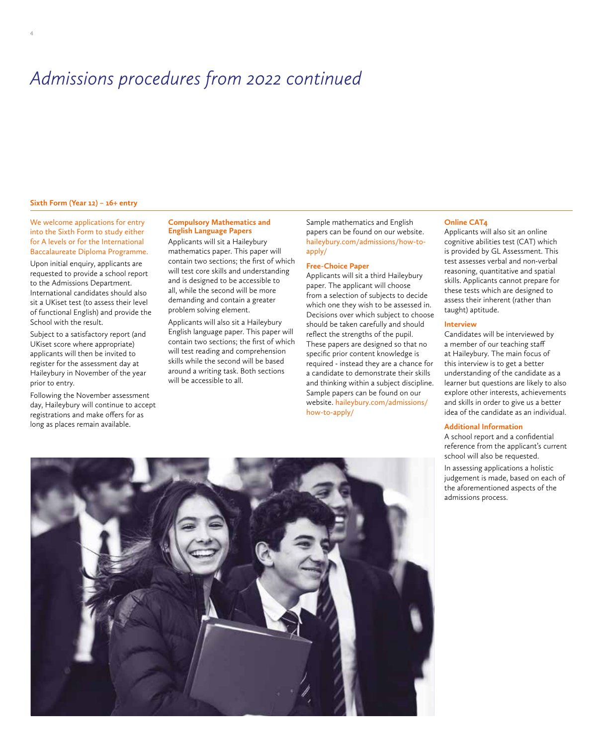# Admissions procedures from 2022 continued

### Sixth Form (Year 12) – 16+ entry

We welcome applications for entry into the Sixth Form to study either for A levels or for the International Baccalaureate Diploma Programme.

Upon initial enquiry, applicants are requested to provide a school report to the Admissions Department. International candidates should also sit a UKiset test (to assess their level of functional English) and provide the School with the result.

Subject to a satisfactory report (and UKiset score where appropriate) applicants will then be invited to register for the assessment day at Haileybury in November of the year prior to entry.

Following the November assessment day, Haileybury will continue to accept registrations and make offers for as long as places remain available.

**Compulsory Mathematics and English Language Papers**

Applicants will sit a Haileybury mathematics paper. This paper will contain two sections; the first of which will test core skills and understanding and is designed to be accessible to all, while the second will be more demanding and contain a greater problem solving element.

Applicants will also sit a Haileybury English language paper. This paper will contain two sections; the first of which will test reading and comprehension skills while the second will be based around a writing task. Both sections will be accessible to all.

Sample mathematics and English papers can be found on our website. haileybury.com/admissions/how-to-apply/

**Free-Choice Paper**

Applicants will sit a third Haileybury paper. The applicant will choose from a selection of subjects to decide which one they wish to be assessed in. Decisions over which subject to choose should be taken carefully and should reflect the strengths of the pupil. These papers are designed so that no specific prior content knowledge is required - instead they are a chance for a candidate to demonstrate their skills and thinking within a subject discipline. Sample papers can be found on our website. haileybury.com/admissions/how-to-apply/

**Online CAT4**

Applicants will also sit an online cognitive abilities test (CAT) which is provided by GL Assessment. This test assesses verbal and non-verbal reasoning, quantitative and spatial skills. Applicants cannot prepare for these tests which are designed to assess their inherent (rather than taught) aptitude.

**Interview**

Candidates will be interviewed by a member of our teaching staff at Haileybury. The main focus of this interview is to get a better understanding of the candidate as a learner but questions are likely to also explore other interests, achievements and skills in order to give us a better idea of the candidate as an individual.

**Additional Information**

A school report and a confidential reference from the applicant's current school will also be requested.

In assessing applications a holistic judgement is made, based on each of the aforementioned aspects of the admissions process.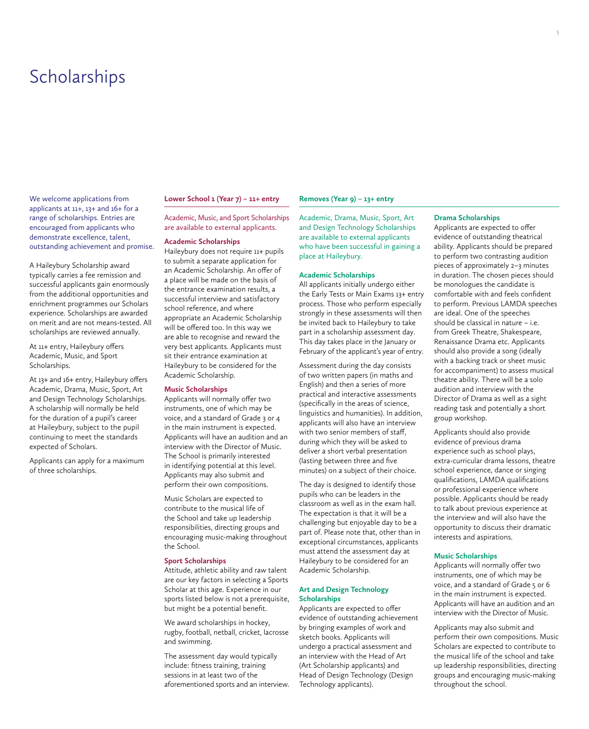# Scholarships

We welcome applications from applicants at 11+, 13+ and 16+ for a range of scholarships. Entries are encouraged from applicants who demonstrate excellence, talent, outstanding achievement and promise.

A Haileybury Scholarship award typically carries a fee remission and successful applicants gain enormously from the additional opportunities and enrichment programmes our Scholars experience. Scholarships are awarded on merit and are not means-tested. All scholarships are reviewed annually.

At 11+ entry, Haileybury offers Academic, Music, and Sport Scholarships.

At 13+ and 16+ entry, Haileybury offers Academic, Drama, Music, Sport, Art and Design Technology Scholarships. A scholarship will normally be held for the duration of a pupil's career at Haileybury, subject to the pupil continuing to meet the standards expected of Scholars.

Applicants can apply for a maximum of three scholarships.

## Lower School 1 (Year 7) – 11+ entry

Academic, Music, and Sport Scholarships are available to external applicants.

### Academic Scholarships

Haileybury does not require 11+ pupils to submit a separate application for an Academic Scholarship. An offer of a place will be made on the basis of the entrance examination results, a successful interview and satisfactory school reference, and where appropriate an Academic Scholarship will be offered too. In this way we are able to recognise and reward the very best applicants. Applicants must sit their entrance examination at Haileybury to be considered for the Academic Scholarship.

### Music Scholarships

Applicants will normally offer two instruments, one of which may be voice, and a standard of Grade 3 or 4 in the main instrument is expected. Applicants will have an audition and an interview with the Director of Music. The School is primarily interested in identifying potential at this level. Applicants may also submit and perform their own compositions.

Music Scholars are expected to contribute to the musical life of the School and take up leadership responsibilities, directing groups and encouraging music-making throughout the School.

### Sport Scholarships

Attitude, athletic ability and raw talent are our key factors in selecting a Sports Scholar at this age. Experience in our sports listed below is not a prerequisite, but might be a potential benefit.

We award scholarships in hockey, rugby, football, netball, cricket, lacrosse and swimming.

The assessment day would typically include: fitness training, training sessions in at least two of the aforementioned sports and an interview.

## Removes (Year 9) – 13+ entry

Academic, Drama, Music, Sport, Art and Design Technology Scholarships are available to external applicants who have been successful in gaining a place at Haileybury.

### Academic Scholarships

All applicants initially undergo either the Early Tests or Main Exams 13+ entry process. Those who perform especially strongly in these assessments will then be invited back to Haileybury to take part in a scholarship assessment day. This day takes place in the January or February of the applicant's year of entry.

Assessment during the day consists of two written papers (in maths and English) and then a series of more practical and interactive assessments (specifically in the areas of science, linguistics and humanities). In addition, applicants will also have an interview with two senior members of staff, during which they will be asked to deliver a short verbal presentation (lasting between three and five minutes) on a subject of their choice.

The day is designed to identify those pupils who can be leaders in the classroom as well as in the exam hall. The expectation is that it will be a challenging but enjoyable day to be a part of. Please note that, other than in exceptional circumstances, applicants must attend the assessment day at Haileybury to be considered for an Academic Scholarship.

### Art and Design Technology Scholarships

Applicants are expected to offer evidence of outstanding achievement by bringing examples of work and sketch books. Applicants will undergo a practical assessment and an interview with the Head of Art (Art Scholarship applicants) and Head of Design Technology (Design Technology applicants).

### Drama Scholarships

Applicants are expected to offer evidence of outstanding theatrical ability. Applicants should be prepared to perform two contrasting audition pieces of approximately 2–3 minutes in duration. The chosen pieces should be monologues the candidate is comfortable with and feels confident to perform. Previous LAMDA speeches are ideal. One of the speeches should be classical in nature – i.e. from Greek Theatre, Shakespeare, Renaissance Drama etc. Applicants should also provide a song (ideally with a backing track or sheet music for accompaniment) to assess musical theatre ability. There will be a solo audition and interview with the Director of Drama as well as a sight reading task and potentially a short group workshop.

Applicants should also provide evidence of previous drama experience such as school plays, extra-curricular drama lessons, theatre school experience, dance or singing qualifications, LAMDA qualifications or professional experience where possible. Applicants should be ready to talk about previous experience at the interview and will also have the opportunity to discuss their dramatic interests and aspirations.

### Music Scholarships

Applicants will normally offer two instruments, one of which may be voice, and a standard of Grade 5 or 6 in the main instrument is expected. Applicants will have an audition and an interview with the Director of Music.

Applicants may also submit and perform their own compositions. Music Scholars are expected to contribute to the musical life of the school and take up leadership responsibilities, directing groups and encouraging music-making throughout the school.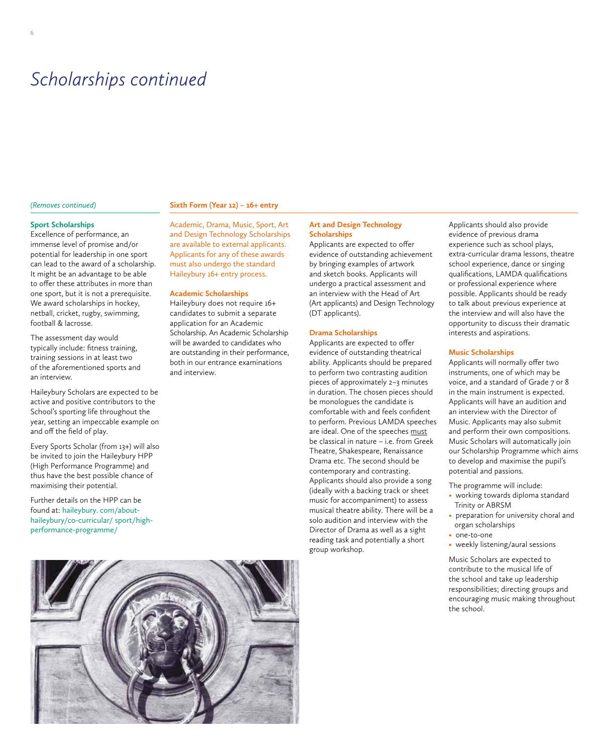# Scholarships continued

*(Removes continued)*

### Sport Scholarships

Excellence of performance, an immense level of promise and/or potential for leadership in one sport can lead to the award of a scholarship. It might be an advantage to be able to offer these attributes in more than one sport, but it is not a prerequisite. We award scholarships in hockey, netball, cricket, rugby, swimming, football & lacrosse.

The assessment day would typically include: fitness training, training sessions in at least two of the aforementioned sports and an interview.

Haileybury Scholars are expected to be active and positive contributors to the School's sporting life throughout the year, setting an impeccable example on and off the field of play.

Every Sports Scholar (from 13+) will also be invited to join the Haileybury HPP (High Performance Programme) and thus have the best possible chance of maximising their potential.

Further details on the HPP can be found at: haileybury. com/about-haileybury/co-curricular/ sport/high-performance-programme/

## Sixth Form (Year 12) – 16+ entry

Academic, Drama, Music, Sport, Art and Design Technology Scholarships are available to external applicants. Applicants for any of these awards must also undergo the standard Haileybury 16+ entry process.

### Academic Scholarships

Haileybury does not require 16+ candidates to submit a separate application for an Academic Scholarship. An Academic Scholarship will be awarded to candidates who are outstanding in their performance, both in our entrance examinations and interview.

### Art and Design Technology Scholarships

Applicants are expected to offer evidence of outstanding achievement by bringing examples of artwork and sketch books. Applicants will undergo a practical assessment and an interview with the Head of Art (Art applicants) and Design Technology (DT applicants).

### Drama Scholarships

Applicants are expected to offer evidence of outstanding theatrical ability. Applicants should be prepared to perform two contrasting audition pieces of approximately 2–3 minutes in duration. The chosen pieces should be monologues the candidate is comfortable with and feels confident to perform. Previous LAMDA speeches are ideal. One of the speeches must be classical in nature – i.e. from Greek Theatre, Shakespeare, Renaissance Drama etc. The second should be contemporary and contrasting. Applicants should also provide a song (ideally with a backing track or sheet music for accompaniment) to assess musical theatre ability. There will be a solo audition and interview with the Director of Drama as well as a sight reading task and potentially a short group workshop.

Applicants should also provide evidence of previous drama experience such as school plays, extra-curricular drama lessons, theatre school experience, dance or singing qualifications, LAMDA qualifications or professional experience where possible. Applicants should be ready to talk about previous experience at the interview and will also have the opportunity to discuss their dramatic interests and aspirations.

### Music Scholarships

Applicants will normally offer two instruments, one of which may be voice, and a standard of Grade 7 or 8 in the main instrument is expected. Applicants will have an audition and an interview with the Director of Music. Applicants may also submit and perform their own compositions. Music Scholars will automatically join our Scholarship Programme which aims to develop and maximise the pupil's potential and passions.

The programme will include:

- working towards diploma standard Trinity or ABRSM
- preparation for university choral and organ scholarships
- one-to-one
- weekly listening/aural sessions

Music Scholars are expected to contribute to the musical life of the school and take up leadership responsibilities; directing groups and encouraging music making throughout the school.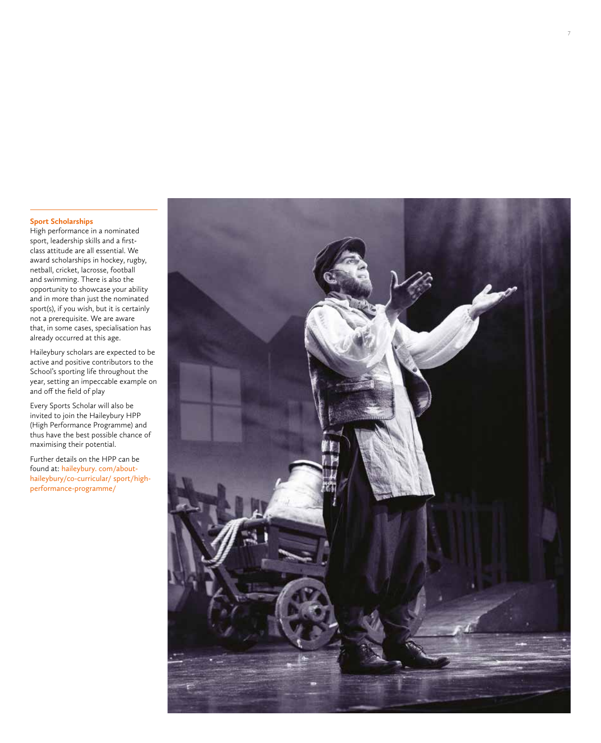## Sport Scholarships

High performance in a nominated sport, leadership skills and a first-class attitude are all essential. We award scholarships in hockey, rugby, netball, cricket, lacrosse, football and swimming. There is also the opportunity to showcase your ability and in more than just the nominated sport(s), if you wish, but it is certainly not a prerequisite. We are aware that, in some cases, specialisation has already occurred at this age.

Haileybury scholars are expected to be active and positive contributors to the School's sporting life throughout the year, setting an impeccable example on and off the field of play

Every Sports Scholar will also be invited to join the Haileybury HPP (High Performance Programme) and thus have the best possible chance of maximising their potential.

Further details on the HPP can be found at: haileybury. com/about-haileybury/co-curricular/ sport/high-performance-programme/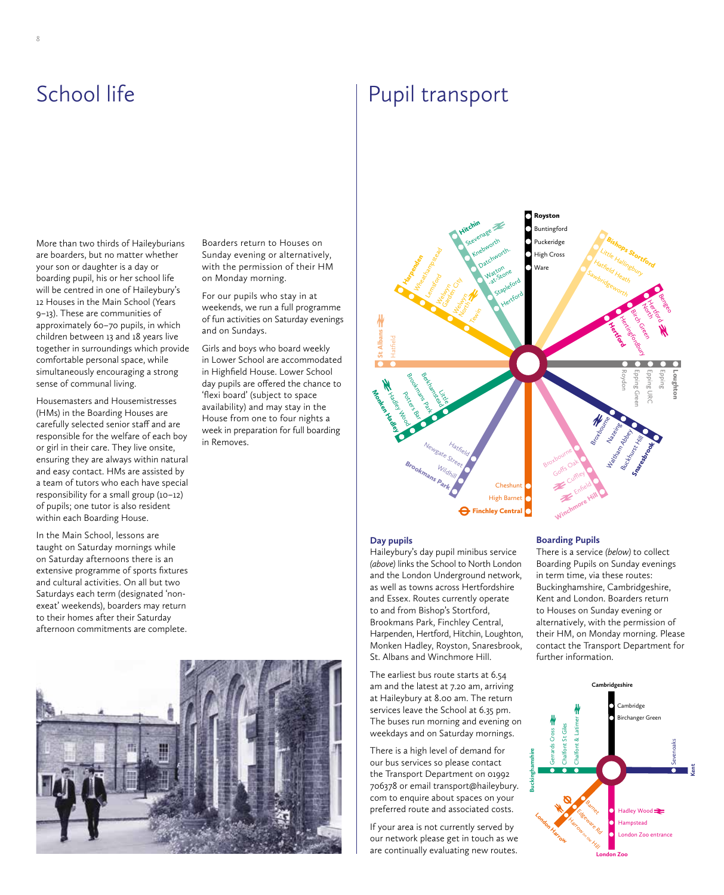# School life

More than two thirds of Haileyburians are boarders, but no matter whether your son or daughter is a day or boarding pupil, his or her school life will be centred in one of Haileybury's 12 Houses in the Main School (Years 9–13). These are communities of approximately 60–70 pupils, in which children between 13 and 18 years live together in surroundings which provide comfortable personal space, while simultaneously encouraging a strong sense of communal living.

Housemasters and Housemistresses (HMs) in the Boarding Houses are carefully selected senior staff and are responsible for the welfare of each boy or girl in their care. They live onsite, ensuring they are always within natural and easy contact. HMs are assisted by a team of tutors who each have special responsibility for a small group (10–12) of pupils; one tutor is also resident within each Boarding House.

In the Main School, lessons are taught on Saturday mornings while on Saturday afternoons there is an extensive programme of sports fixtures and cultural activities. On all but two Saturdays each term (designated 'non-exeat' weekends), boarders may return to their homes after their Saturday afternoon commitments are complete.

Boarders return to Houses on Sunday evening or alternatively, with the permission of their HM on Monday morning.

For our pupils who stay in at weekends, we run a full programme of fun activities on Saturday evenings and on Sundays.

Girls and boys who board weekly in Lower School are accommodated in Highfield House. Lower School day pupils are offered the chance to 'flexi board' (subject to space availability) and may stay in the House from one to four nights a week in preparation for full boarding in Removes.

# Pupil transport

### Day pupils

Haileybury's day pupil minibus service *(above)* links the School to North London and the London Underground network, as well as towns across Hertfordshire and Essex. Routes currently operate to and from Bishop's Stortford, Brookmans Park, Finchley Central, Harpenden, Hertford, Hitchin, Loughton, Monken Hadley, Royston, Snaresbrook, St. Albans and Winchmore Hill.

The earliest bus route starts at 6.54 am and the latest at 7.20 am, arriving at Haileybury at 8.00 am. The return services leave the School at 6.35 pm. The buses run morning and evening on weekdays and on Saturday mornings.

There is a high level of demand for our bus services so please contact the Transport Department on 01992 706378 or email transport@haileybury.com to enquire about spaces on your preferred route and associated costs.

If your area is not currently served by our network please get in touch as we are continually evaluating new routes.

### Boarding Pupils

There is a service *(below)* to collect Boarding Pupils on Sunday evenings in term time, via these routes: Buckinghamshire, Cambridgeshire, Kent and London. Boarders return to Houses on Sunday evening or alternatively, with the permission of their HM, on Monday morning. Please contact the Transport Department for further information.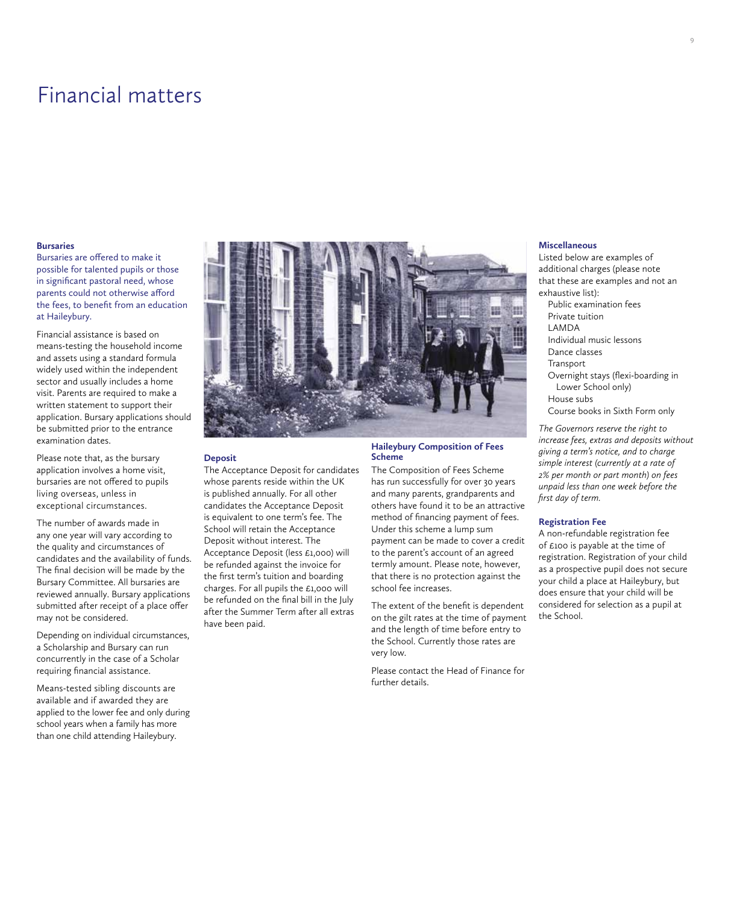# Financial matters

## Bursaries

Bursaries are offered to make it possible for talented pupils or those in significant pastoral need, whose parents could not otherwise afford the fees, to benefit from an education at Haileybury.

Financial assistance is based on means-testing the household income and assets using a standard formula widely used within the independent sector and usually includes a home visit. Parents are required to make a written statement to support their application. Bursary applications should be submitted prior to the entrance examination dates.

Please note that, as the bursary application involves a home visit, bursaries are not offered to pupils living overseas, unless in exceptional circumstances.

The number of awards made in any one year will vary according to the quality and circumstances of candidates and the availability of funds. The final decision will be made by the Bursary Committee. All bursaries are reviewed annually. Bursary applications submitted after receipt of a place offer may not be considered.

Depending on individual circumstances, a Scholarship and Bursary can run concurrently in the case of a Scholar requiring financial assistance.

Means-tested sibling discounts are available and if awarded they are applied to the lower fee and only during school years when a family has more than one child attending Haileybury.

## Deposit

The Acceptance Deposit for candidates whose parents reside within the UK is published annually. For all other candidates the Acceptance Deposit is equivalent to one term's fee. The School will retain the Acceptance Deposit without interest. The Acceptance Deposit (less £1,000) will be refunded against the invoice for the first term's tuition and boarding charges. For all pupils the £1,000 will be refunded on the final bill in the July after the Summer Term after all extras have been paid.

## Haileybury Composition of Fees Scheme

The Composition of Fees Scheme has run successfully for over 30 years and many parents, grandparents and others have found it to be an attractive method of financing payment of fees. Under this scheme a lump sum payment can be made to cover a credit to the parent's account of an agreed termly amount. Please note, however, that there is no protection against the school fee increases.

The extent of the benefit is dependent on the gilt rates at the time of payment and the length of time before entry to the School. Currently those rates are very low.

Please contact the Head of Finance for further details.

## Miscellaneous

Listed below are examples of additional charges (please note that these are examples and not an exhaustive list):

- Public examination fees
- Private tuition
- LAMDA
- Individual music lessons
- Dance classes
- Transport
- Overnight stays (flexi-boarding in Lower School only)
- House subs
- Course books in Sixth Form only

*The Governors reserve the right to increase fees, extras and deposits without giving a term's notice, and to charge simple interest (currently at a rate of 2% per month or part month) on fees unpaid less than one week before the first day of term.*

## Registration Fee

A non-refundable registration fee of £100 is payable at the time of registration. Registration of your child as a prospective pupil does not secure your child a place at Haileybury, but does ensure that your child will be considered for selection as a pupil at the School.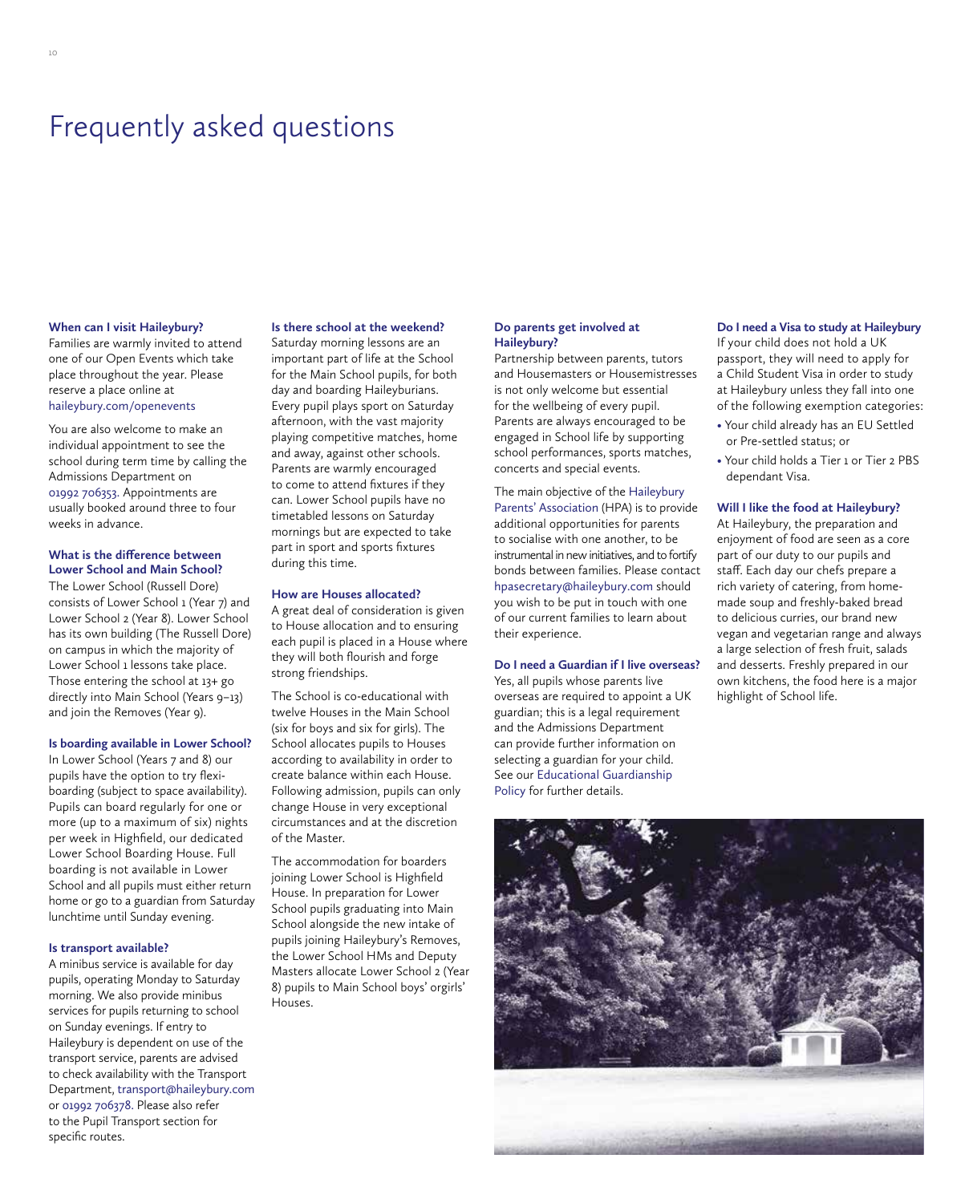# Frequently asked questions

**When can I visit Haileybury?**

Families are warmly invited to attend one of our Open Events which take place throughout the year. Please reserve a place online at haileybury.com/openevents

You are also welcome to make an individual appointment to see the school during term time by calling the Admissions Department on 01992 706353. Appointments are usually booked around three to four weeks in advance.

**What is the difference between Lower School and Main School?**

The Lower School (Russell Dore) consists of Lower School 1 (Year 7) and Lower School 2 (Year 8). Lower School has its own building (The Russell Dore) on campus in which the majority of Lower School 1 lessons take place. Those entering the school at 13+ go directly into Main School (Years 9–13) and join the Removes (Year 9).

**Is boarding available in Lower School?**

In Lower School (Years 7 and 8) our pupils have the option to try flexi-boarding (subject to space availability). Pupils can board regularly for one or more (up to a maximum of six) nights per week in Highfield, our dedicated Lower School Boarding House. Full boarding is not available in Lower School and all pupils must either return home or go to a guardian from Saturday lunchtime until Sunday evening.

**Is transport available?**

A minibus service is available for day pupils, operating Monday to Saturday morning. We also provide minibus services for pupils returning to school on Sunday evenings. If entry to Haileybury is dependent on use of the transport service, parents are advised to check availability with the Transport Department, transport@haileybury.com or 01992 706378. Please also refer to the Pupil Transport section for specific routes.

**Is there school at the weekend?**

Saturday morning lessons are an important part of life at the School for the Main School pupils, for both day and boarding Haileyburians. Every pupil plays sport on Saturday afternoon, with the vast majority playing competitive matches, home and away, against other schools. Parents are warmly encouraged to come to attend fixtures if they can. Lower School pupils have no timetabled lessons on Saturday mornings but are expected to take part in sport and sports fixtures during this time.

**How are Houses allocated?**

A great deal of consideration is given to House allocation and to ensuring each pupil is placed in a House where they will both flourish and forge strong friendships.

The School is co-educational with twelve Houses in the Main School (six for boys and six for girls). The School allocates pupils to Houses according to availability in order to create balance within each House. Following admission, pupils can only change House in very exceptional circumstances and at the discretion of the Master.

The accommodation for boarders joining Lower School is Highfield House. In preparation for Lower School pupils graduating into Main School alongside the new intake of pupils joining Haileybury's Removes, the Lower School HMs and Deputy Masters allocate Lower School 2 (Year 8) pupils to Main School boys' orgirls' Houses.

**Do parents get involved at Haileybury?**

Partnership between parents, tutors and Housemasters or Housemistresses is not only welcome but essential for the wellbeing of every pupil. Parents are always encouraged to be engaged in School life by supporting school performances, sports matches, concerts and special events.

The main objective of the Haileybury Parents' Association (HPA) is to provide additional opportunities for parents to socialise with one another, to be instrumental in new initiatives, and to fortify bonds between families. Please contact hpasecretary@haileybury.com should you wish to be put in touch with one of our current families to learn about their experience.

**Do I need a Guardian if I live overseas?**

Yes, all pupils whose parents live overseas are required to appoint a UK guardian; this is a legal requirement and the Admissions Department can provide further information on selecting a guardian for your child. See our Educational Guardianship Policy for further details.

**Do I need a Visa to study at Haileybury**

If your child does not hold a UK passport, they will need to apply for a Child Student Visa in order to study at Haileybury unless they fall into one of the following exemption categories:

- Your child already has an EU Settled or Pre-settled status; or
- Your child holds a Tier 1 or Tier 2 PBS dependant Visa.

**Will I like the food at Haileybury?**

At Haileybury, the preparation and enjoyment of food are seen as a core part of our duty to our pupils and staff. Each day our chefs prepare a rich variety of catering, from home-made soup and freshly-baked bread to delicious curries, our brand new vegan and vegetarian range and always a large selection of fresh fruit, salads and desserts. Freshly prepared in our own kitchens, the food here is a major highlight of School life.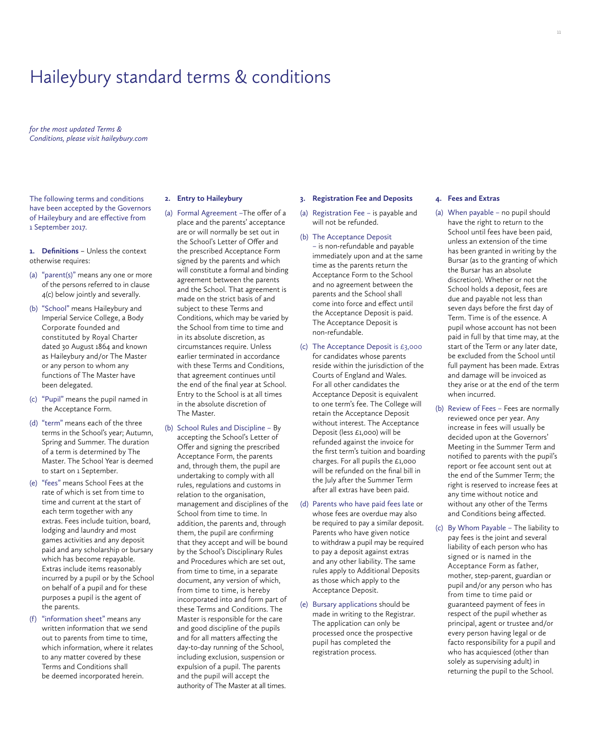# Haileybury standard terms & conditions

*for the most updated Terms & Conditions, please visit haileybury.com*

The following terms and conditions have been accepted by the Governors of Haileybury and are effective from 1 September 2017.

**1. Definitions** – Unless the context otherwise requires:

(a) "parent(s)" means any one or more of the persons referred to in clause 4(c) below jointly and severally.

(b) "School" means Haileybury and Imperial Service College, a Body Corporate founded and constituted by Royal Charter dated 30 August 1864 and known as Haileybury and/or The Master or any person to whom any functions of The Master have been delegated.

(c) "Pupil" means the pupil named in the Acceptance Form.

(d) "term" means each of the three terms in the School's year; Autumn, Spring and Summer. The duration of a term is determined by The Master. The School Year is deemed to start on 1 September.

(e) "fees" means School Fees at the rate of which is set from time to time and current at the start of each term together with any extras. Fees include tuition, board, lodging and laundry and most games activities and any deposit paid and any scholarship or bursary which has become repayable. Extras include items reasonably incurred by a pupil or by the School on behalf of a pupil and for these purposes a pupil is the agent of the parents.

(f) "information sheet" means any written information that we send out to parents from time to time, which information, where it relates to any matter covered by these Terms and Conditions shall be deemed incorporated herein.

**2. Entry to Haileybury**

(a) Formal Agreement –The offer of a place and the parents' acceptance are or will normally be set out in the School's Letter of Offer and the prescribed Acceptance Form signed by the parents and which will constitute a formal and binding agreement between the parents and the School. That agreement is made on the strict basis of and subject to these Terms and Conditions, which may be varied by the School from time to time and in its absolute discretion, as circumstances require. Unless earlier terminated in accordance with these Terms and Conditions, that agreement continues until the end of the final year at School. Entry to the School is at all times in the absolute discretion of The Master.

(b) School Rules and Discipline – By accepting the School's Letter of Offer and signing the prescribed Acceptance Form, the parents and, through them, the pupil are undertaking to comply with all rules, regulations and customs in relation to the organisation, management and disciplines of the School from time to time. In addition, the parents and, through them, the pupil are confirming that they accept and will be bound by the School's Disciplinary Rules and Procedures which are set out, from time to time, in a separate document, any version of which, from time to time, is hereby incorporated into and form part of these Terms and Conditions. The Master is responsible for the care and good discipline of the pupils and for all matters affecting the day-to-day running of the School, including exclusion, suspension or expulsion of a pupil. The parents and the pupil will accept the authority of The Master at all times.

**3. Registration Fee and Deposits**

(a) Registration Fee – is payable and will not be refunded.

(b) The Acceptance Deposit – is non-refundable and payable immediately upon and at the same time as the parents return the Acceptance Form to the School and no agreement between the parents and the School shall come into force and effect until the Acceptance Deposit is paid. The Acceptance Deposit is non-refundable.

(c) The Acceptance Deposit is £3,000 for candidates whose parents reside within the jurisdiction of the Courts of England and Wales. For all other candidates the Acceptance Deposit is equivalent to one term's fee. The College will retain the Acceptance Deposit without interest. The Acceptance Deposit (less £1,000) will be refunded against the invoice for the first term's tuition and boarding charges. For all pupils the £1,000 will be refunded on the final bill in the July after the Summer Term after all extras have been paid.

(d) Parents who have paid fees late or whose fees are overdue may also be required to pay a similar deposit. Parents who have given notice to withdraw a pupil may be required to pay a deposit against extras and any other liability. The same rules apply to Additional Deposits as those which apply to the Acceptance Deposit.

(e) Bursary applications should be made in writing to the Registrar. The application can only be processed once the prospective pupil has completed the registration process.

**4. Fees and Extras**

(a) When payable – no pupil should have the right to return to the School until fees have been paid, unless an extension of the time has been granted in writing by the Bursar (as to the granting of which the Bursar has an absolute discretion). Whether or not the School holds a deposit, fees are due and payable not less than seven days before the first day of Term. Time is of the essence. A pupil whose account has not been paid in full by that time may, at the start of the Term or any later date, be excluded from the School until full payment has been made. Extras and damage will be invoiced as they arise or at the end of the term when incurred.

(b) Review of Fees – Fees are normally reviewed once per year. Any increase in fees will usually be decided upon at the Governors' Meeting in the Summer Term and notified to parents with the pupil's report or fee account sent out at the end of the Summer Term; the right is reserved to increase fees at any time without notice and without any other of the Terms and Conditions being affected.

(c) By Whom Payable – The liability to pay fees is the joint and several liability of each person who has signed or is named in the Acceptance Form as father, mother, step-parent, guardian or pupil and/or any person who has from time to time paid or guaranteed payment of fees in respect of the pupil whether as principal, agent or trustee and/or every person having legal or de facto responsibility for a pupil and who has acquiesced (other than solely as supervising adult) in returning the pupil to the School.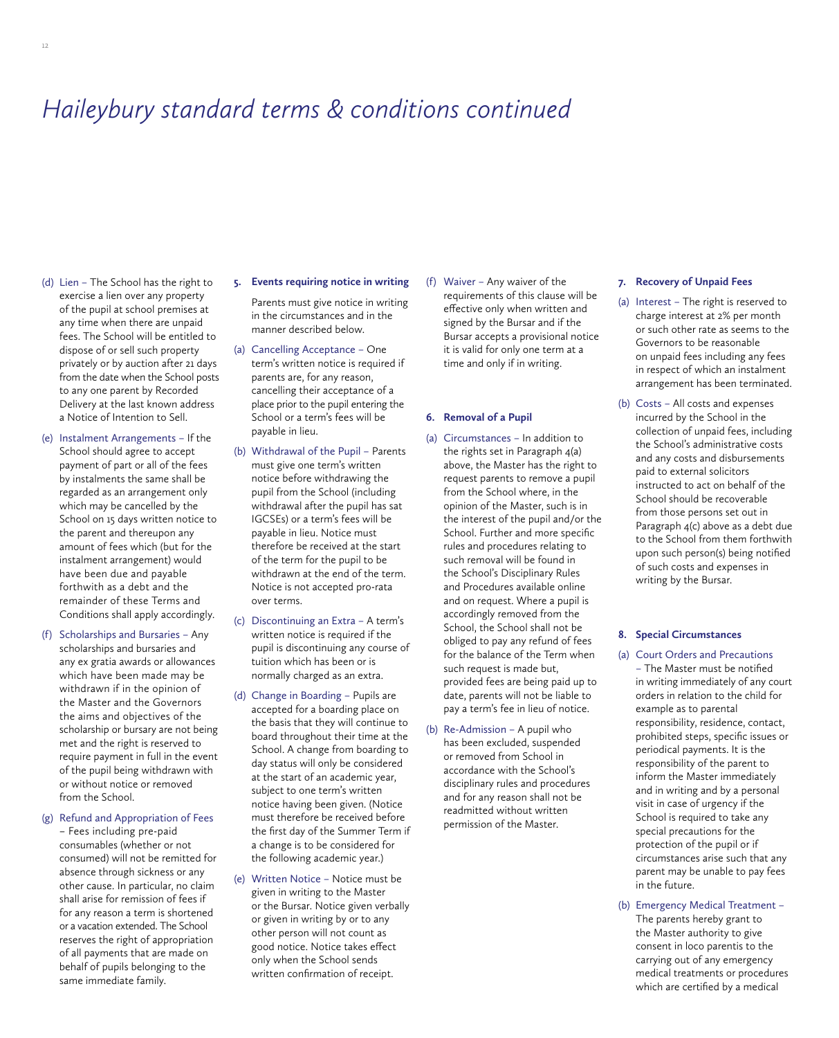# Haileybury standard terms & conditions continued

(d) Lien – The School has the right to exercise a lien over any property of the pupil at school premises at any time when there are unpaid fees. The School will be entitled to dispose of or sell such property privately or by auction after 21 days from the date when the School posts to any one parent by Recorded Delivery at the last known address a Notice of Intention to Sell.

(e) Instalment Arrangements – If the School should agree to accept payment of part or all of the fees by instalments the same shall be regarded as an arrangement only which may be cancelled by the School on 15 days written notice to the parent and thereupon any amount of fees which (but for the instalment arrangement) would have been due and payable forthwith as a debt and the remainder of these Terms and Conditions shall apply accordingly.

(f) Scholarships and Bursaries – Any scholarships and bursaries and any ex gratia awards or allowances which have been made may be withdrawn if in the opinion of the Master and the Governors the aims and objectives of the scholarship or bursary are not being met and the right is reserved to require payment in full in the event of the pupil being withdrawn with or without notice or removed from the School.

(g) Refund and Appropriation of Fees – Fees including pre-paid consumables (whether or not consumed) will not be remitted for absence through sickness or any other cause. In particular, no claim shall arise for remission of fees if for any reason a term is shortened or a vacation extended. The School reserves the right of appropriation of all payments that are made on behalf of pupils belonging to the same immediate family.

**5. Events requiring notice in writing**

Parents must give notice in writing in the circumstances and in the manner described below.

(a) Cancelling Acceptance – One term's written notice is required if parents are, for any reason, cancelling their acceptance of a place prior to the pupil entering the School or a term's fees will be payable in lieu.

(b) Withdrawal of the Pupil – Parents must give one term's written notice before withdrawing the pupil from the School (including withdrawal after the pupil has sat IGCSEs) or a term's fees will be payable in lieu. Notice must therefore be received at the start of the term for the pupil to be withdrawn at the end of the term. Notice is not accepted pro-rata over terms.

(c) Discontinuing an Extra – A term's written notice is required if the pupil is discontinuing any course of tuition which has been or is normally charged as an extra.

(d) Change in Boarding – Pupils are accepted for a boarding place on the basis that they will continue to board throughout their time at the School. A change from boarding to day status will only be considered at the start of an academic year, subject to one term's written notice having been given. (Notice must therefore be received before the first day of the Summer Term if a change is to be considered for the following academic year.)

(e) Written Notice – Notice must be given in writing to the Master or the Bursar. Notice given verbally or given in writing by or to any other person will not count as good notice. Notice takes effect only when the School sends written confirmation of receipt.

(f) Waiver – Any waiver of the requirements of this clause will be effective only when written and signed by the Bursar and if the Bursar accepts a provisional notice it is valid for only one term at a time and only if in writing.

**6. Removal of a Pupil**

(a) Circumstances – In addition to the rights set in Paragraph 4(a) above, the Master has the right to request parents to remove a pupil from the School where, in the opinion of the Master, such is in the interest of the pupil and/or the School. Further and more specific rules and procedures relating to such removal will be found in the School's Disciplinary Rules and Procedures available online and on request. Where a pupil is accordingly removed from the School, the School shall not be obliged to pay any refund of fees for the balance of the Term when such request is made but, provided fees are being paid up to date, parents will not be liable to pay a term's fee in lieu of notice.

(b) Re-Admission – A pupil who has been excluded, suspended or removed from School in accordance with the School's disciplinary rules and procedures and for any reason shall not be readmitted without written permission of the Master.

**7. Recovery of Unpaid Fees**

(a) Interest – The right is reserved to charge interest at 2% per month or such other rate as seems to the Governors to be reasonable on unpaid fees including any fees in respect of which an instalment arrangement has been terminated.

(b) Costs – All costs and expenses incurred by the School in the collection of unpaid fees, including the School's administrative costs and any costs and disbursements paid to external solicitors instructed to act on behalf of the School should be recoverable from those persons set out in Paragraph 4(c) above as a debt due to the School from them forthwith upon such person(s) being notified of such costs and expenses in writing by the Bursar.

**8. Special Circumstances**

(a) Court Orders and Precautions – The Master must be notified in writing immediately of any court orders in relation to the child for example as to parental responsibility, residence, contact, prohibited steps, specific issues or periodical payments. It is the responsibility of the parent to inform the Master immediately and in writing and by a personal visit in case of urgency if the School is required to take any special precautions for the protection of the pupil or if circumstances arise such that any parent may be unable to pay fees in the future.

(b) Emergency Medical Treatment – The parents hereby grant to the Master authority to give consent in loco parentis to the carrying out of any emergency medical treatments or procedures which are certified by a medical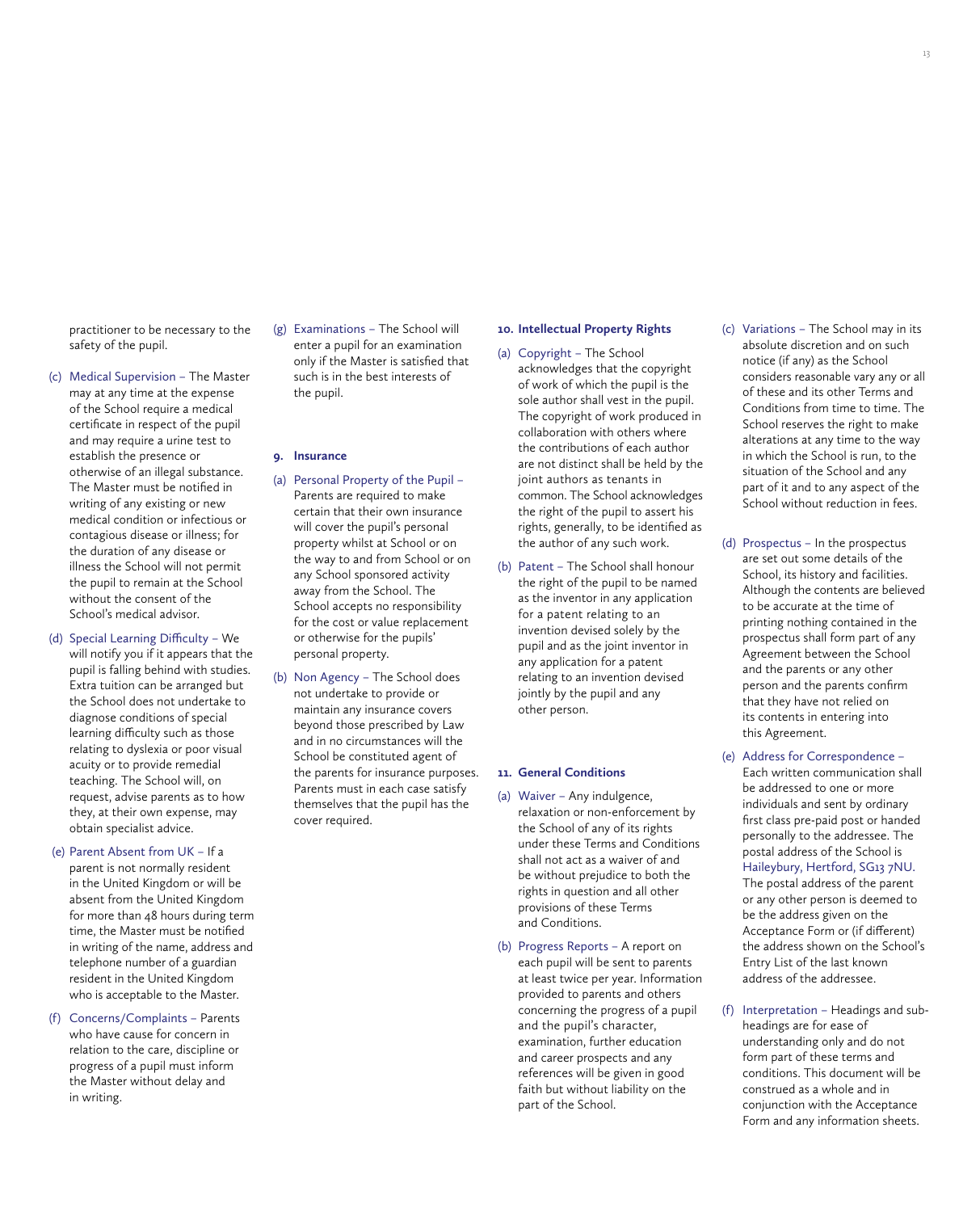practitioner to be necessary to the safety of the pupil.

(c) Medical Supervision – The Master may at any time at the expense of the School require a medical certificate in respect of the pupil and may require a urine test to establish the presence or otherwise of an illegal substance. The Master must be notified in writing of any existing or new medical condition or infectious or contagious disease or illness; for the duration of any disease or illness the School will not permit the pupil to remain at the School without the consent of the School's medical advisor.

(d) Special Learning Difficulty – We will notify you if it appears that the pupil is falling behind with studies. Extra tuition can be arranged but the School does not undertake to diagnose conditions of special learning difficulty such as those relating to dyslexia or poor visual acuity or to provide remedial teaching. The School will, on request, advise parents as to how they, at their own expense, may obtain specialist advice.

(e) Parent Absent from UK – If a parent is not normally resident in the United Kingdom or will be absent from the United Kingdom for more than 48 hours during term time, the Master must be notified in writing of the name, address and telephone number of a guardian resident in the United Kingdom who is acceptable to the Master.

(f) Concerns/Complaints – Parents who have cause for concern in relation to the care, discipline or progress of a pupil must inform the Master without delay and in writing.

(g) Examinations – The School will enter a pupil for an examination only if the Master is satisfied that such is in the best interests of the pupil.

**9. Insurance**

(a) Personal Property of the Pupil – Parents are required to make certain that their own insurance will cover the pupil's personal property whilst at School or on the way to and from School or on any School sponsored activity away from the School. The School accepts no responsibility for the cost or value replacement or otherwise for the pupils' personal property.

(b) Non Agency – The School does not undertake to provide or maintain any insurance covers beyond those prescribed by Law and in no circumstances will the School be constituted agent of the parents for insurance purposes. Parents must in each case satisfy themselves that the pupil has the cover required.

**10. Intellectual Property Rights**

(a) Copyright – The School acknowledges that the copyright of work of which the pupil is the sole author shall vest in the pupil. The copyright of work produced in collaboration with others where the contributions of each author are not distinct shall be held by the joint authors as tenants in common. The School acknowledges the right of the pupil to assert his rights, generally, to be identified as the author of any such work.

(b) Patent – The School shall honour the right of the pupil to be named as the inventor in any application for a patent relating to an invention devised solely by the pupil and as the joint inventor in any application for a patent relating to an invention devised jointly by the pupil and any other person.

**11. General Conditions**

(a) Waiver – Any indulgence, relaxation or non-enforcement by the School of any of its rights under these Terms and Conditions shall not act as a waiver of and be without prejudice to both the rights in question and all other provisions of these Terms and Conditions.

(b) Progress Reports – A report on each pupil will be sent to parents at least twice per year. Information provided to parents and others concerning the progress of a pupil and the pupil's character, examination, further education and career prospects and any references will be given in good faith but without liability on the part of the School.

(c) Variations – The School may in its absolute discretion and on such notice (if any) as the School considers reasonable vary any or all of these and its other Terms and Conditions from time to time. The School reserves the right to make alterations at any time to the way in which the School is run, to the situation of the School and any part of it and to any aspect of the School without reduction in fees.

(d) Prospectus – In the prospectus are set out some details of the School, its history and facilities. Although the contents are believed to be accurate at the time of printing nothing contained in the prospectus shall form part of any Agreement between the School and the parents or any other person and the parents confirm that they have not relied on its contents in entering into this Agreement.

(e) Address for Correspondence – Each written communication shall be addressed to one or more individuals and sent by ordinary first class pre-paid post or handed personally to the addressee. The postal address of the School is Haileybury, Hertford, SG13 7NU. The postal address of the parent or any other person is deemed to be the address given on the Acceptance Form or (if different) the address shown on the School's Entry List of the last known address of the addressee.

(f) Interpretation – Headings and sub-headings are for ease of understanding only and do not form part of these terms and conditions. This document will be construed as a whole and in conjunction with the Acceptance Form and any information sheets.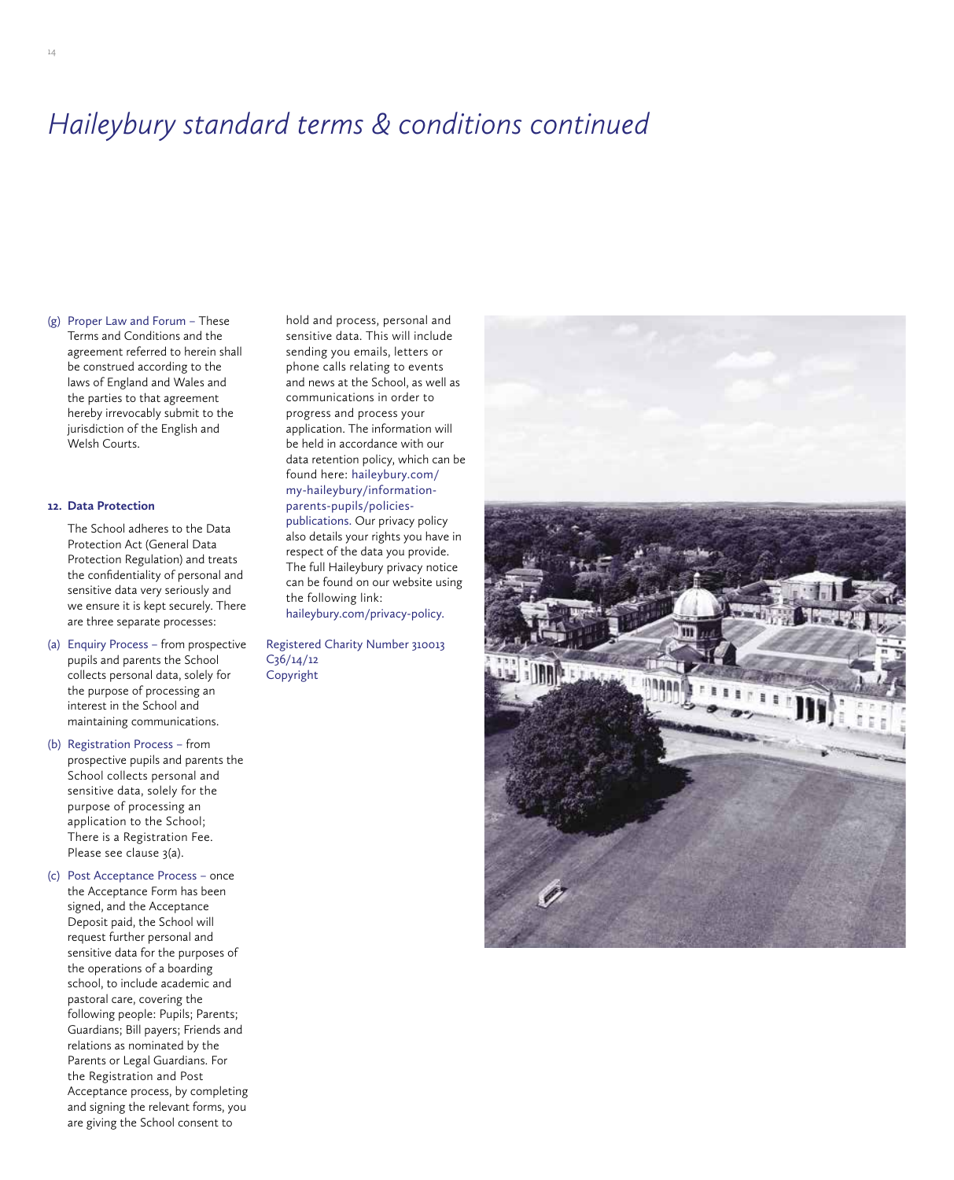# *Haileybury standard terms & conditions continued*

(g) Proper Law and Forum – These Terms and Conditions and the agreement referred to herein shall be construed according to the laws of England and Wales and the parties to that agreement hereby irrevocably submit to the jurisdiction of the English and Welsh Courts.

**12. Data Protection**

The School adheres to the Data Protection Act (General Data Protection Regulation) and treats the confidentiality of personal and sensitive data very seriously and we ensure it is kept securely. There are three separate processes:

(a) Enquiry Process – from prospective pupils and parents the School collects personal data, solely for the purpose of processing an interest in the School and maintaining communications.

(b) Registration Process – from prospective pupils and parents the School collects personal and sensitive data, solely for the purpose of processing an application to the School; There is a Registration Fee. Please see clause 3(a).

(c) Post Acceptance Process – once the Acceptance Form has been signed, and the Acceptance Deposit paid, the School will request further personal and sensitive data for the purposes of the operations of a boarding school, to include academic and pastoral care, covering the following people: Pupils; Parents; Guardians; Bill payers; Friends and relations as nominated by the Parents or Legal Guardians. For the Registration and Post Acceptance process, by completing and signing the relevant forms, you are giving the School consent to hold and process, personal and sensitive data. This will include sending you emails, letters or phone calls relating to events and news at the School, as well as communications in order to progress and process your application. The information will be held in accordance with our data retention policy, which can be found here: haileybury.com/my-haileybury/information-parents-pupils/policies-publications. Our privacy policy also details your rights you have in respect of the data you provide. The full Haileybury privacy notice can be found on our website using the following link: haileybury.com/privacy-policy.

Registered Charity Number 310013
C36/14/12
Copyright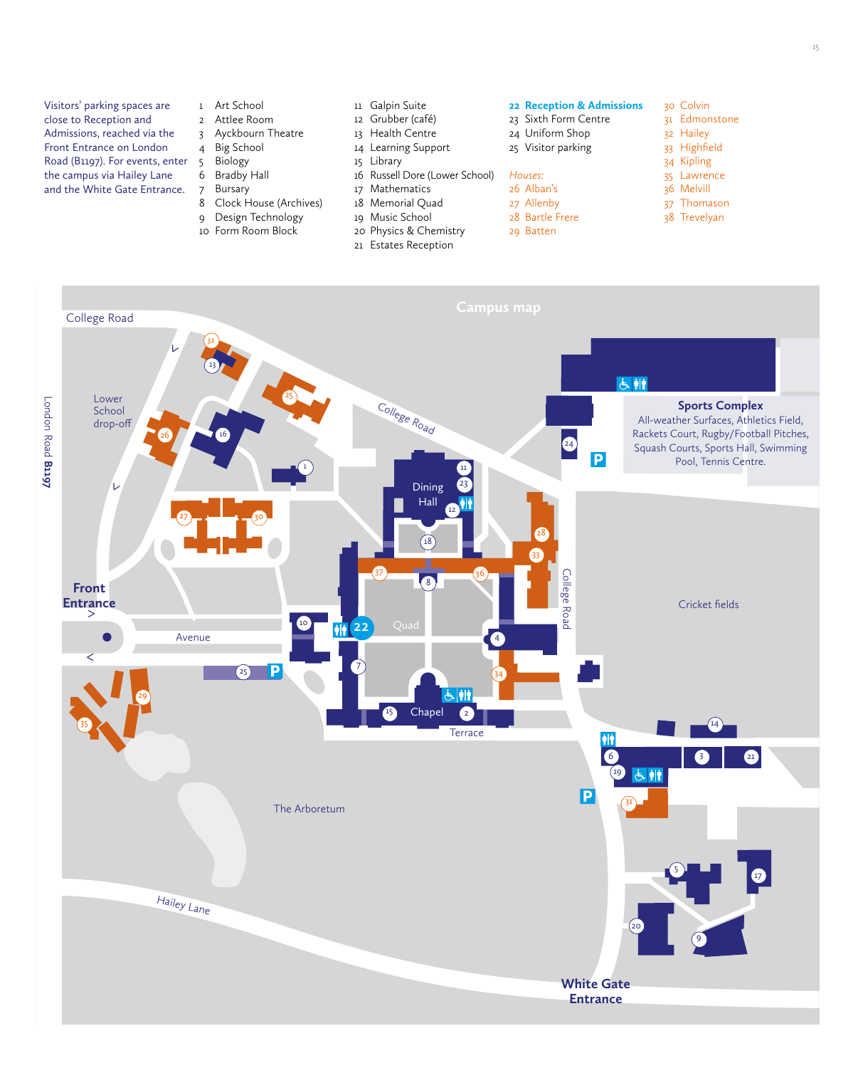Visitors' parking spaces are close to Reception and Admissions, reached via the Front Entrance on London Road (B1197). For events, enter the campus via Hailey Lane and the White Gate Entrance.

1 Art School
2 Attlee Room
3 Ayckbourn Theatre
4 Big School
5 Biology
6 Bradby Hall
7 Bursary
8 Clock House (Archives)
9 Design Technology
10 Form Room Block
11 Galpin Suite
12 Grubber (café)
13 Health Centre
14 Learning Support
15 Library
16 Russell Dore (Lower School)
17 Mathematics
18 Memorial Quad
19 Music School
20 Physics & Chemistry
21 Estates Reception
**22 Reception & Admissions**
23 Sixth Form Centre
24 Uniform Shop
25 Visitor parking

*Houses:*

26 Alban's
27 Allenby
28 Bartle Frere
29 Batten
30 Colvin
31 Edmonstone
32 Hailey
33 Highfield
34 Kipling
35 Lawrence
36 Melvill
37 Thomason
38 Trevelyan

## Campus map

College Road

Lower School drop-off

London Road **B1197**

**Front Entrance**

Avenue

Dining Hall

Quad

Chapel

Terrace

College Road

**Sports Complex**
All-weather Surfaces, Athletics Field, Rackets Court, Rugby/Football Pitches, Squash Courts, Sports Hall, Swimming Pool, Tennis Centre.

Cricket fields

The Arboretum

Hailey Lane

**White Gate Entrance**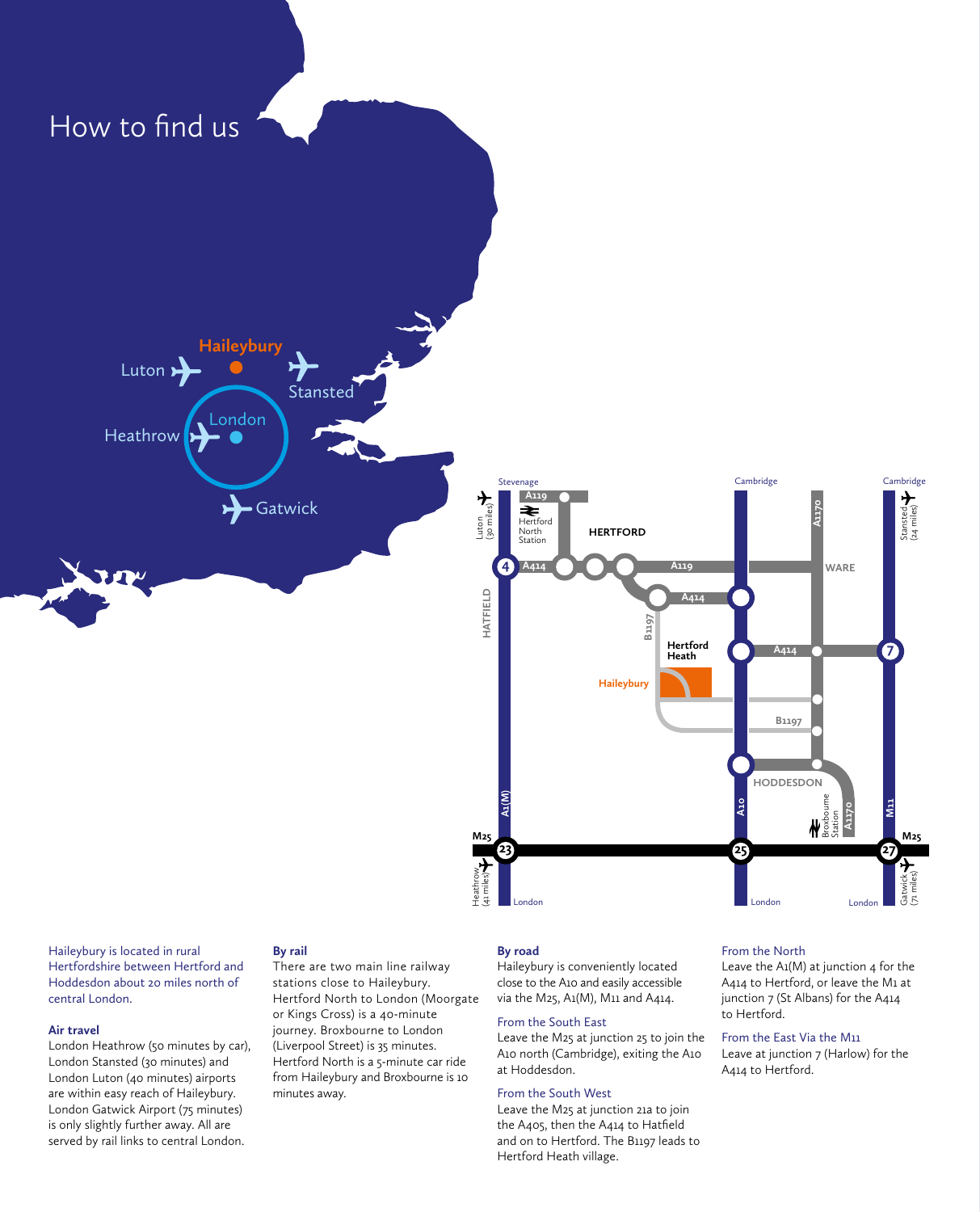# How to find us

Haileybury is located in rural Hertfordshire between Hertford and Hoddesdon about 20 miles north of central London.

### Air travel

London Heathrow (50 minutes by car), London Stansted (30 minutes) and London Luton (40 minutes) airports are within easy reach of Haileybury. London Gatwick Airport (75 minutes) is only slightly further away. All are served by rail links to central London.

### By rail

There are two main line railway stations close to Haileybury. Hertford North to London (Moorgate or Kings Cross) is a 40-minute journey. Broxbourne to London (Liverpool Street) is 35 minutes. Hertford North is a 5-minute car ride from Haileybury and Broxbourne is 10 minutes away.

### By road

Haileybury is conveniently located close to the A10 and easily accessible via the M25, A1(M), M11 and A414.

#### From the South East

Leave the M25 at junction 25 to join the A10 north (Cambridge), exiting the A10 at Hoddesdon.

#### From the South West

Leave the M25 at junction 21a to join the A405, then the A414 to Hatfield and on to Hertford. The B1197 leads to Hertford Heath village.

#### From the North

Leave the A1(M) at junction 4 for the A414 to Hertford, or leave the M1 at junction 7 (St Albans) for the A414 to Hertford.

#### From the East Via the M11

Leave at junction 7 (Harlow) for the A414 to Hertford.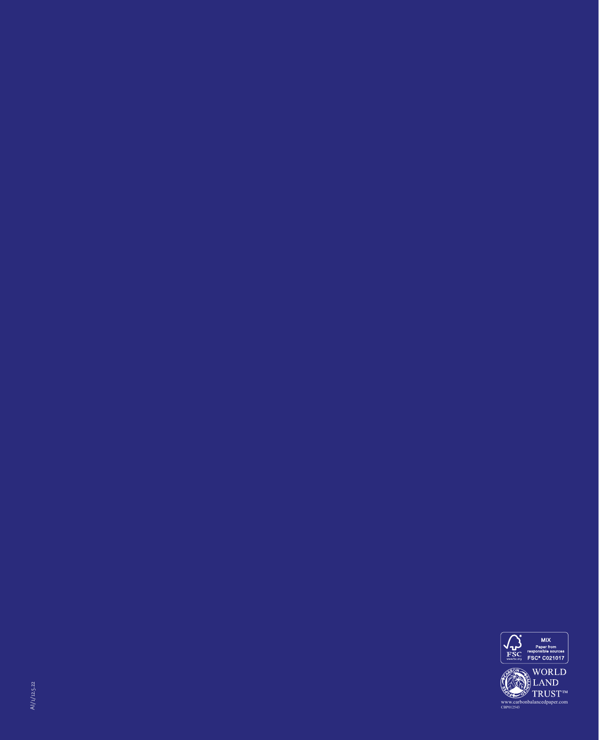AI/1/12.5.22

MIX
Paper from
responsible sources
FSC® C021017

WORLD
LAND
TRUST™

www.carbonbalancedpaper.com
CBP012543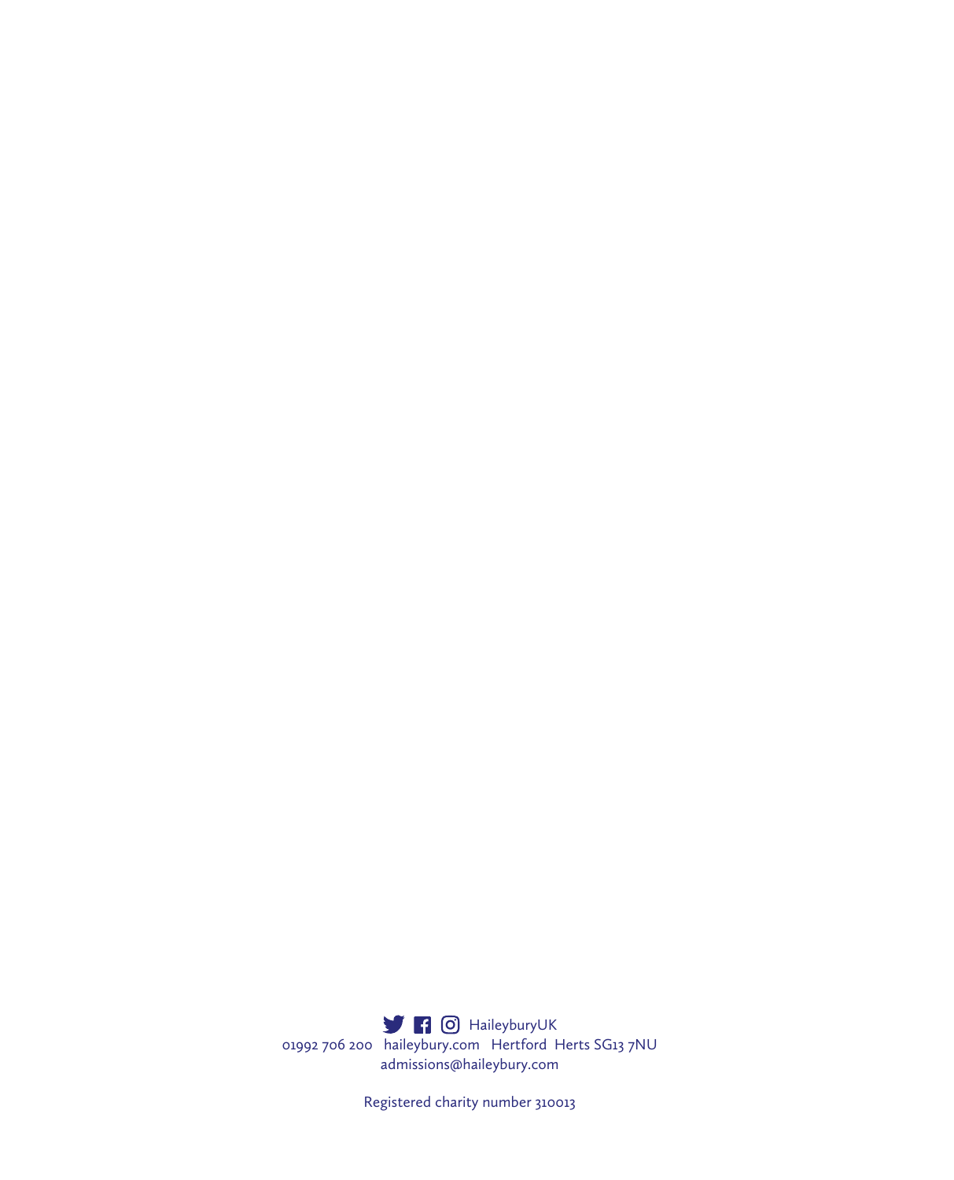HaileyburyUK

01992 706 200   haileybury.com   Hertford  Herts SG13 7NU

admissions@haileybury.com

Registered charity number 310013